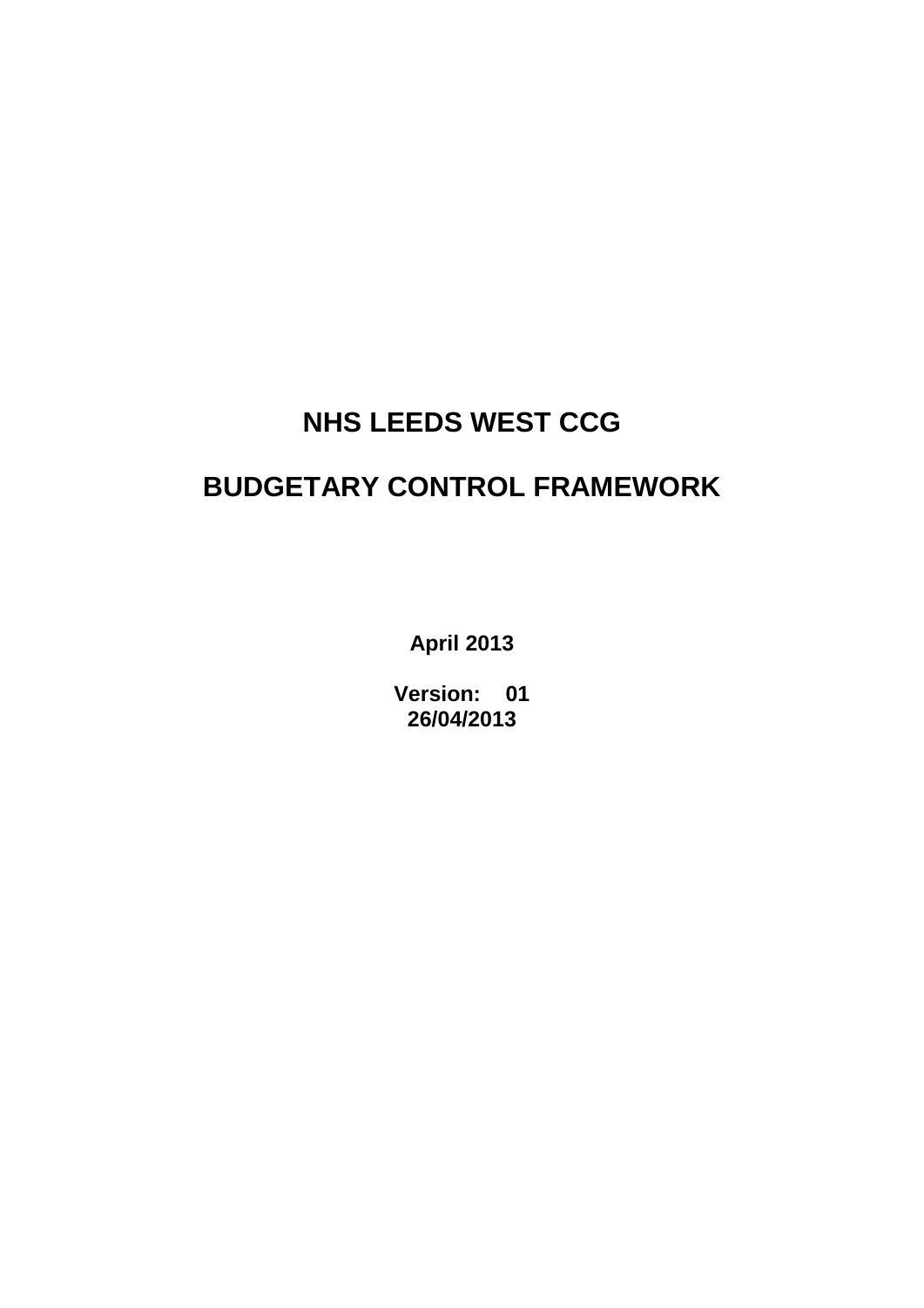# NHS LEEDS WEST CCG

# BUDGETARY CONTROL FRAMEWORK

**April 2013**

**Version: 01**
**26/04/2013**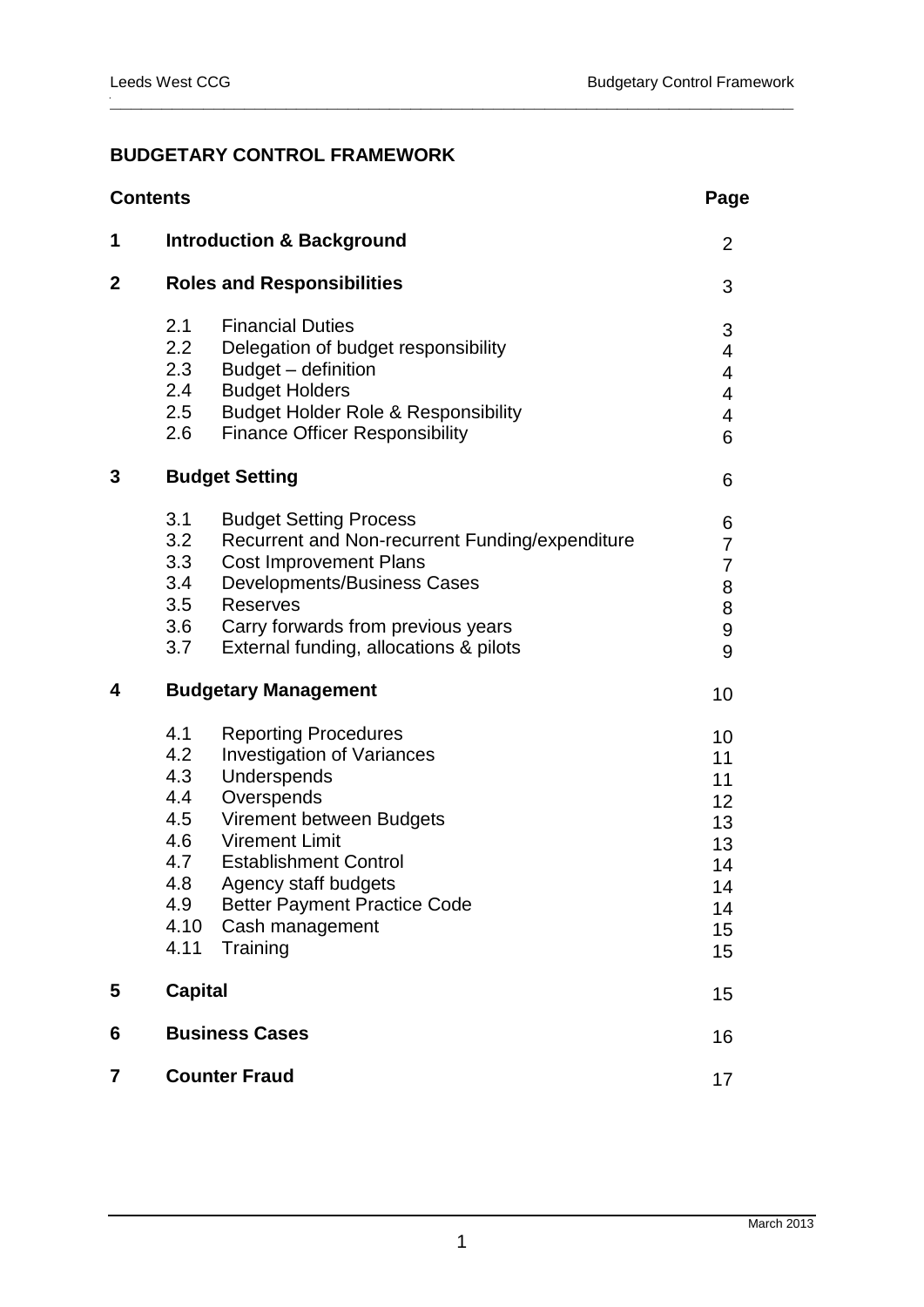# BUDGETARY CONTROL FRAMEWORK

| Contents | | | Page |
|---|---|---|---|
| **1** | **Introduction & Background** | | 2 |
| **2** | **Roles and Responsibilities** | | 3 |
| | 2.1 | Financial Duties | 3 |
| | 2.2 | Delegation of budget responsibility | 4 |
| | 2.3 | Budget – definition | 4 |
| | 2.4 | Budget Holders | 4 |
| | 2.5 | Budget Holder Role & Responsibility | 4 |
| | 2.6 | Finance Officer Responsibility | 6 |
| **3** | **Budget Setting** | | 6 |
| | 3.1 | Budget Setting Process | 6 |
| | 3.2 | Recurrent and Non-recurrent Funding/expenditure | 7 |
| | 3.3 | Cost Improvement Plans | 7 |
| | 3.4 | Developments/Business Cases | 8 |
| | 3.5 | Reserves | 8 |
| | 3.6 | Carry forwards from previous years | 9 |
| | 3.7 | External funding, allocations & pilots | 9 |
| **4** | **Budgetary Management** | | 10 |
| | 4.1 | Reporting Procedures | 10 |
| | 4.2 | Investigation of Variances | 11 |
| | 4.3 | Underspends | 11 |
| | 4.4 | Overspends | 12 |
| | 4.5 | Virement between Budgets | 13 |
| | 4.6 | Virement Limit | 13 |
| | 4.7 | Establishment Control | 14 |
| | 4.8 | Agency staff budgets | 14 |
| | 4.9 | Better Payment Practice Code | 14 |
| | 4.10 | Cash management | 15 |
| | 4.11 | Training | 15 |
| **5** | **Capital** | | 15 |
| **6** | **Business Cases** | | 16 |
| **7** | **Counter Fraud** | | 17 |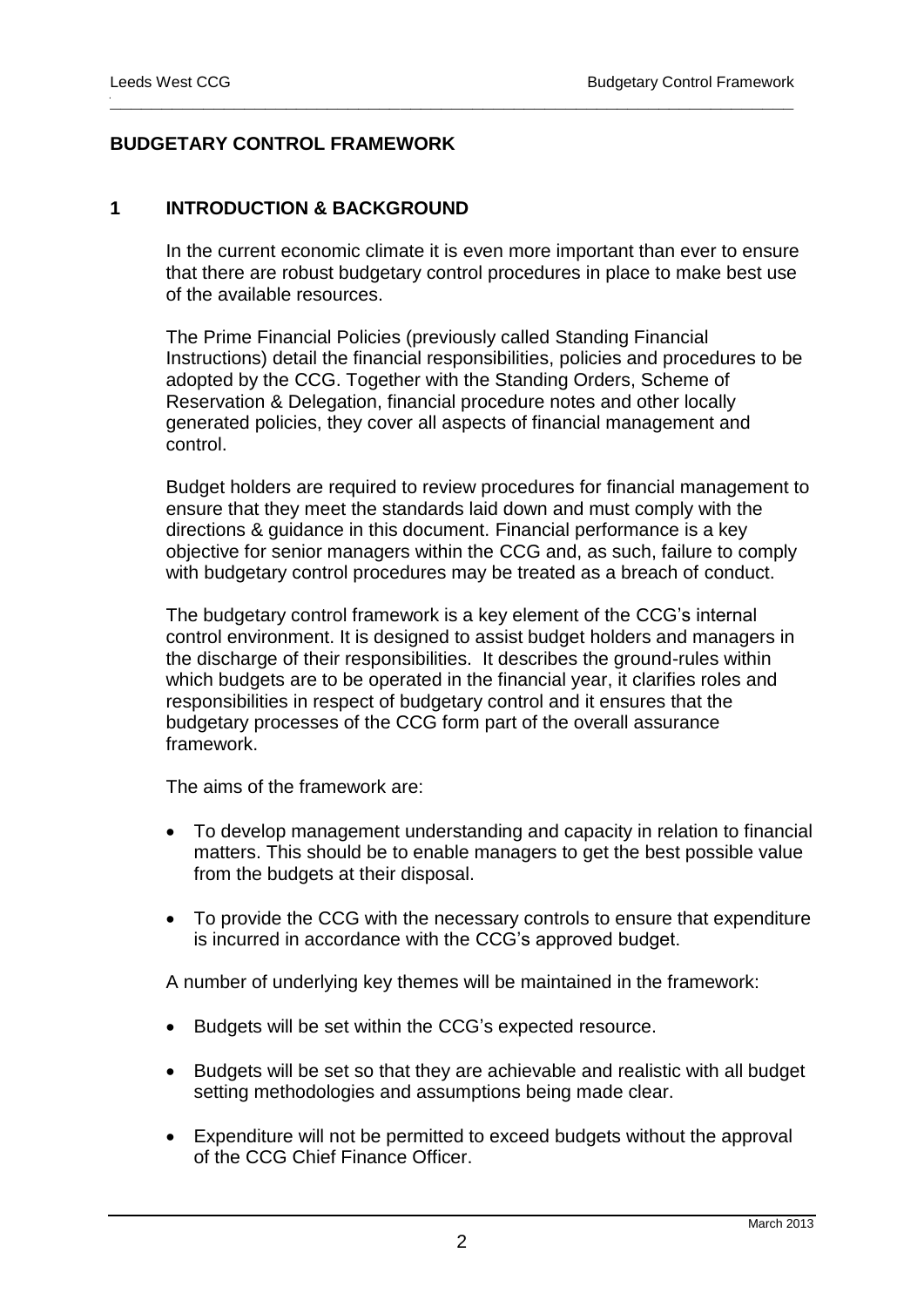# BUDGETARY CONTROL FRAMEWORK

## 1 INTRODUCTION & BACKGROUND

In the current economic climate it is even more important than ever to ensure that there are robust budgetary control procedures in place to make best use of the available resources.

The Prime Financial Policies (previously called Standing Financial Instructions) detail the financial responsibilities, policies and procedures to be adopted by the CCG. Together with the Standing Orders, Scheme of Reservation & Delegation, financial procedure notes and other locally generated policies, they cover all aspects of financial management and control.

Budget holders are required to review procedures for financial management to ensure that they meet the standards laid down and must comply with the directions & guidance in this document. Financial performance is a key objective for senior managers within the CCG and, as such, failure to comply with budgetary control procedures may be treated as a breach of conduct.

The budgetary control framework is a key element of the CCG's internal control environment. It is designed to assist budget holders and managers in the discharge of their responsibilities. It describes the ground-rules within which budgets are to be operated in the financial year, it clarifies roles and responsibilities in respect of budgetary control and it ensures that the budgetary processes of the CCG form part of the overall assurance framework.

The aims of the framework are:

- To develop management understanding and capacity in relation to financial matters. This should be to enable managers to get the best possible value from the budgets at their disposal.
- To provide the CCG with the necessary controls to ensure that expenditure is incurred in accordance with the CCG's approved budget.

A number of underlying key themes will be maintained in the framework:

- Budgets will be set within the CCG's expected resource.
- Budgets will be set so that they are achievable and realistic with all budget setting methodologies and assumptions being made clear.
- Expenditure will not be permitted to exceed budgets without the approval of the CCG Chief Finance Officer.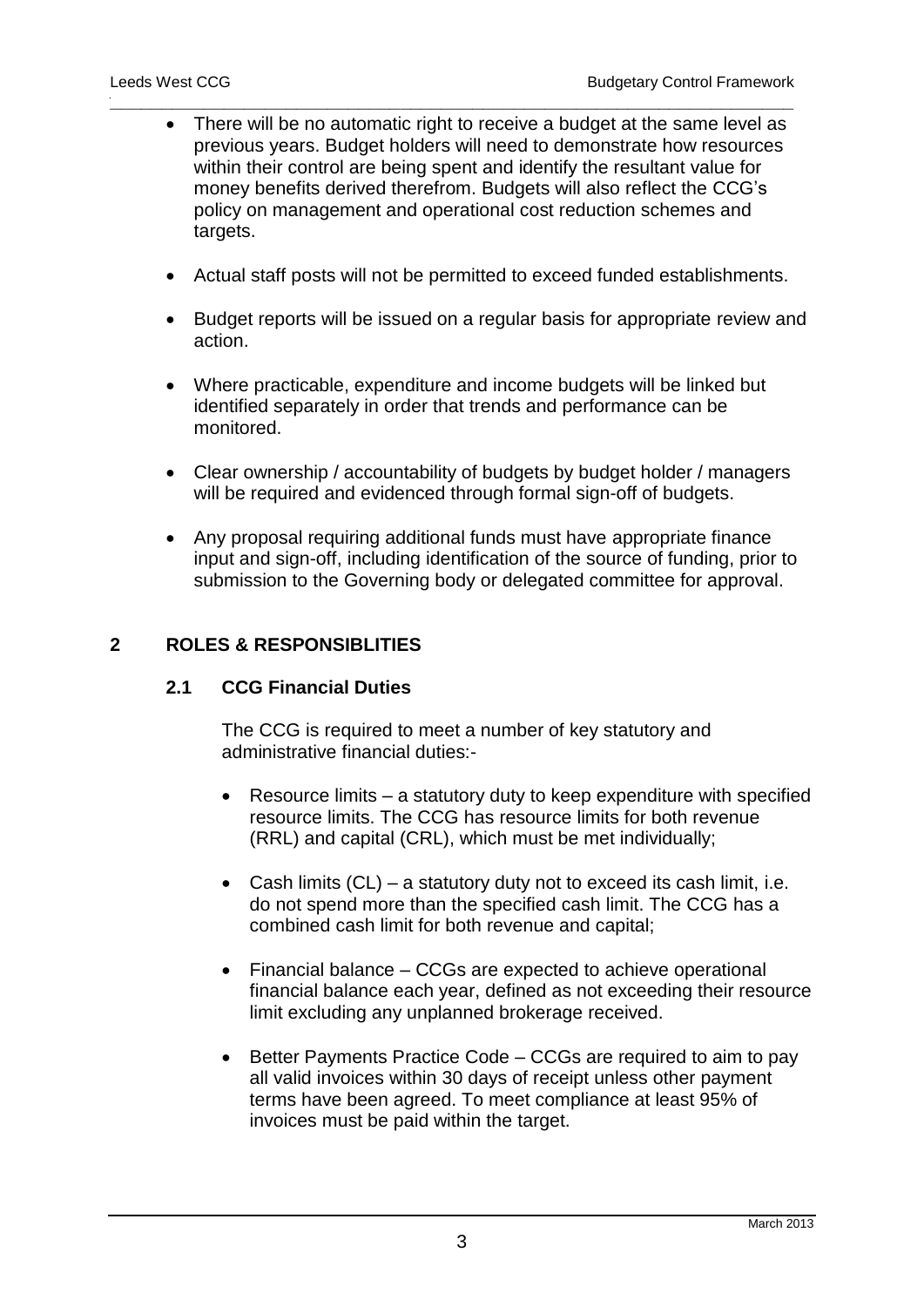- There will be no automatic right to receive a budget at the same level as previous years. Budget holders will need to demonstrate how resources within their control are being spent and identify the resultant value for money benefits derived therefrom. Budgets will also reflect the CCG's policy on management and operational cost reduction schemes and targets.

- Actual staff posts will not be permitted to exceed funded establishments.

- Budget reports will be issued on a regular basis for appropriate review and action.

- Where practicable, expenditure and income budgets will be linked but identified separately in order that trends and performance can be monitored.

- Clear ownership / accountability of budgets by budget holder / managers will be required and evidenced through formal sign-off of budgets.

- Any proposal requiring additional funds must have appropriate finance input and sign-off, including identification of the source of funding, prior to submission to the Governing body or delegated committee for approval.

## 2 ROLES & RESPONSIBLITIES

### 2.1 CCG Financial Duties

The CCG is required to meet a number of key statutory and administrative financial duties:-

- Resource limits – a statutory duty to keep expenditure with specified resource limits. The CCG has resource limits for both revenue (RRL) and capital (CRL), which must be met individually;

- Cash limits (CL) – a statutory duty not to exceed its cash limit, i.e. do not spend more than the specified cash limit. The CCG has a combined cash limit for both revenue and capital;

- Financial balance – CCGs are expected to achieve operational financial balance each year, defined as not exceeding their resource limit excluding any unplanned brokerage received.

- Better Payments Practice Code – CCGs are required to aim to pay all valid invoices within 30 days of receipt unless other payment terms have been agreed. To meet compliance at least 95% of invoices must be paid within the target.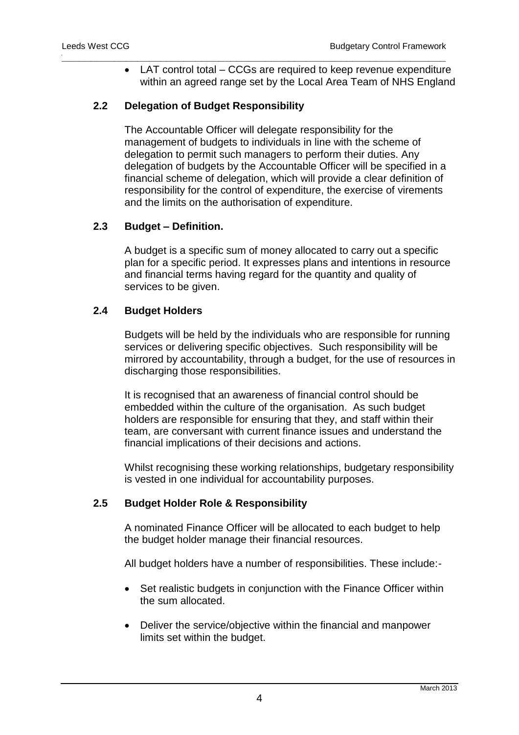- LAT control total – CCGs are required to keep revenue expenditure within an agreed range set by the Local Area Team of NHS England

### 2.2 Delegation of Budget Responsibility

The Accountable Officer will delegate responsibility for the management of budgets to individuals in line with the scheme of delegation to permit such managers to perform their duties. Any delegation of budgets by the Accountable Officer will be specified in a financial scheme of delegation, which will provide a clear definition of responsibility for the control of expenditure, the exercise of virements and the limits on the authorisation of expenditure.

### 2.3 Budget – Definition.

A budget is a specific sum of money allocated to carry out a specific plan for a specific period. It expresses plans and intentions in resource and financial terms having regard for the quantity and quality of services to be given.

### 2.4 Budget Holders

Budgets will be held by the individuals who are responsible for running services or delivering specific objectives. Such responsibility will be mirrored by accountability, through a budget, for the use of resources in discharging those responsibilities.

It is recognised that an awareness of financial control should be embedded within the culture of the organisation. As such budget holders are responsible for ensuring that they, and staff within their team, are conversant with current finance issues and understand the financial implications of their decisions and actions.

Whilst recognising these working relationships, budgetary responsibility is vested in one individual for accountability purposes.

### 2.5 Budget Holder Role & Responsibility

A nominated Finance Officer will be allocated to each budget to help the budget holder manage their financial resources.

All budget holders have a number of responsibilities. These include:-

- Set realistic budgets in conjunction with the Finance Officer within the sum allocated.
- Deliver the service/objective within the financial and manpower limits set within the budget.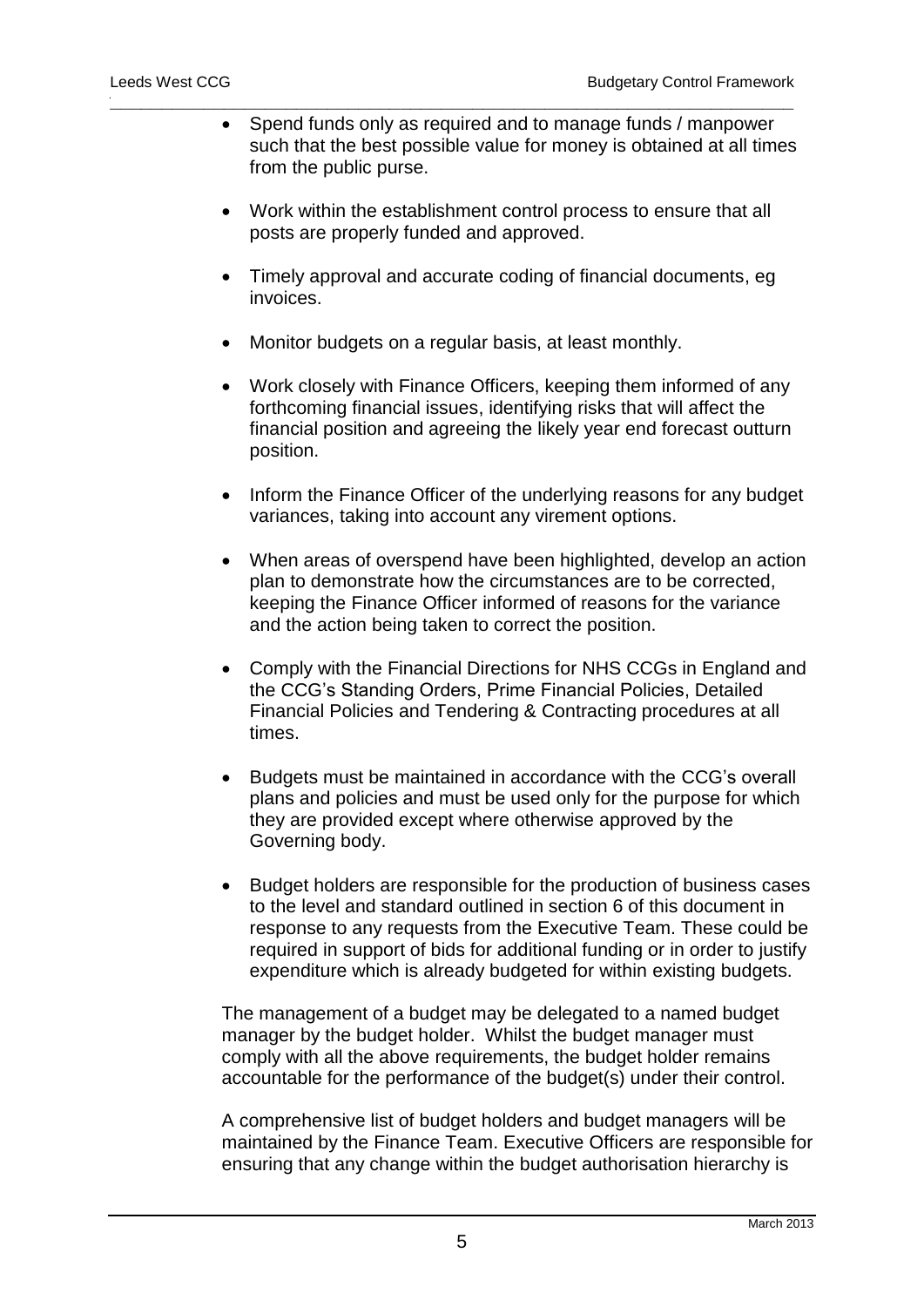- Spend funds only as required and to manage funds / manpower such that the best possible value for money is obtained at all times from the public purse.

- Work within the establishment control process to ensure that all posts are properly funded and approved.

- Timely approval and accurate coding of financial documents, eg invoices.

- Monitor budgets on a regular basis, at least monthly.

- Work closely with Finance Officers, keeping them informed of any forthcoming financial issues, identifying risks that will affect the financial position and agreeing the likely year end forecast outturn position.

- Inform the Finance Officer of the underlying reasons for any budget variances, taking into account any virement options.

- When areas of overspend have been highlighted, develop an action plan to demonstrate how the circumstances are to be corrected, keeping the Finance Officer informed of reasons for the variance and the action being taken to correct the position.

- Comply with the Financial Directions for NHS CCGs in England and the CCG's Standing Orders, Prime Financial Policies, Detailed Financial Policies and Tendering & Contracting procedures at all times.

- Budgets must be maintained in accordance with the CCG's overall plans and policies and must be used only for the purpose for which they are provided except where otherwise approved by the Governing body.

- Budget holders are responsible for the production of business cases to the level and standard outlined in section 6 of this document in response to any requests from the Executive Team. These could be required in support of bids for additional funding or in order to justify expenditure which is already budgeted for within existing budgets.

The management of a budget may be delegated to a named budget manager by the budget holder. Whilst the budget manager must comply with all the above requirements, the budget holder remains accountable for the performance of the budget(s) under their control.

A comprehensive list of budget holders and budget managers will be maintained by the Finance Team. Executive Officers are responsible for ensuring that any change within the budget authorisation hierarchy is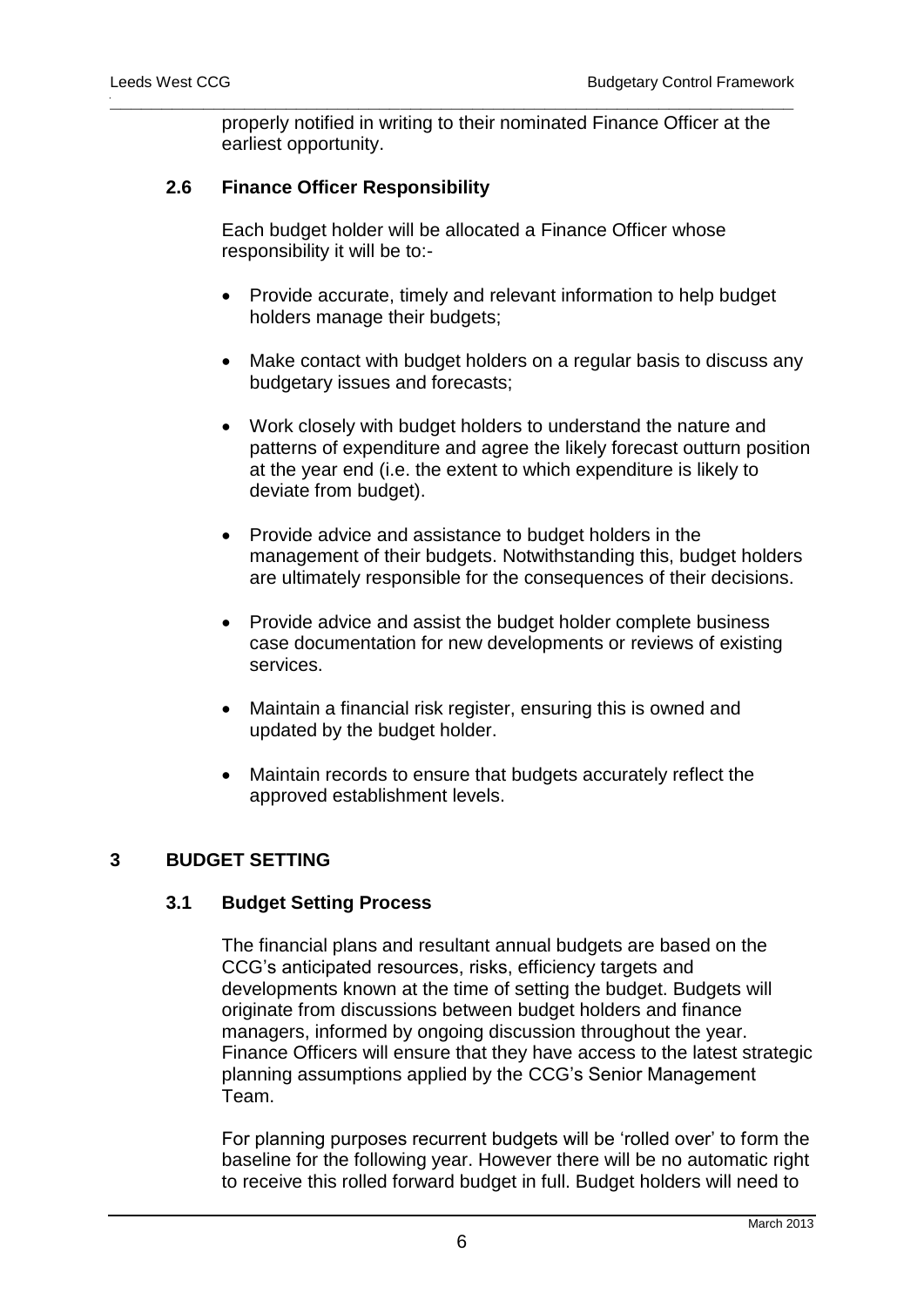properly notified in writing to their nominated Finance Officer at the earliest opportunity.

### 2.6 Finance Officer Responsibility

Each budget holder will be allocated a Finance Officer whose responsibility it will be to:-

- Provide accurate, timely and relevant information to help budget holders manage their budgets;
- Make contact with budget holders on a regular basis to discuss any budgetary issues and forecasts;
- Work closely with budget holders to understand the nature and patterns of expenditure and agree the likely forecast outturn position at the year end (i.e. the extent to which expenditure is likely to deviate from budget).
- Provide advice and assistance to budget holders in the management of their budgets. Notwithstanding this, budget holders are ultimately responsible for the consequences of their decisions.
- Provide advice and assist the budget holder complete business case documentation for new developments or reviews of existing services.
- Maintain a financial risk register, ensuring this is owned and updated by the budget holder.
- Maintain records to ensure that budgets accurately reflect the approved establishment levels.

## 3 BUDGET SETTING

### 3.1 Budget Setting Process

The financial plans and resultant annual budgets are based on the CCG's anticipated resources, risks, efficiency targets and developments known at the time of setting the budget. Budgets will originate from discussions between budget holders and finance managers, informed by ongoing discussion throughout the year. Finance Officers will ensure that they have access to the latest strategic planning assumptions applied by the CCG's Senior Management Team.

For planning purposes recurrent budgets will be 'rolled over' to form the baseline for the following year. However there will be no automatic right to receive this rolled forward budget in full. Budget holders will need to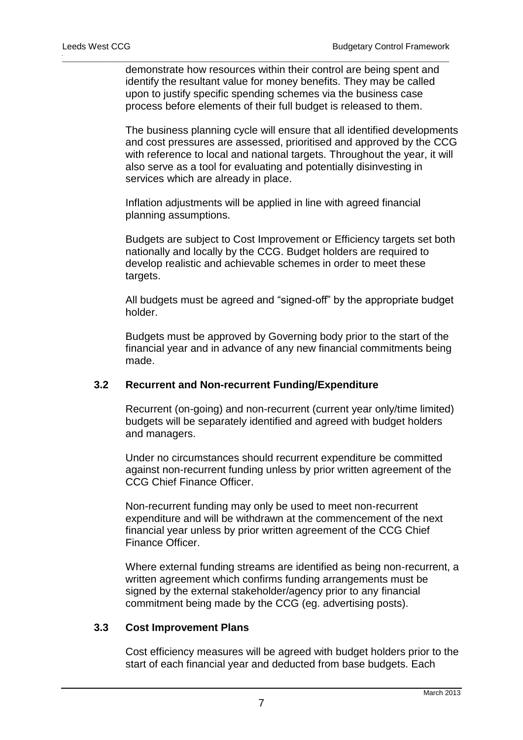demonstrate how resources within their control are being spent and identify the resultant value for money benefits. They may be called upon to justify specific spending schemes via the business case process before elements of their full budget is released to them.

The business planning cycle will ensure that all identified developments and cost pressures are assessed, prioritised and approved by the CCG with reference to local and national targets. Throughout the year, it will also serve as a tool for evaluating and potentially disinvesting in services which are already in place.

Inflation adjustments will be applied in line with agreed financial planning assumptions.

Budgets are subject to Cost Improvement or Efficiency targets set both nationally and locally by the CCG. Budget holders are required to develop realistic and achievable schemes in order to meet these targets.

All budgets must be agreed and "signed-off" by the appropriate budget holder.

Budgets must be approved by Governing body prior to the start of the financial year and in advance of any new financial commitments being made.

### 3.2 Recurrent and Non-recurrent Funding/Expenditure

Recurrent (on-going) and non-recurrent (current year only/time limited) budgets will be separately identified and agreed with budget holders and managers.

Under no circumstances should recurrent expenditure be committed against non-recurrent funding unless by prior written agreement of the CCG Chief Finance Officer.

Non-recurrent funding may only be used to meet non-recurrent expenditure and will be withdrawn at the commencement of the next financial year unless by prior written agreement of the CCG Chief Finance Officer.

Where external funding streams are identified as being non-recurrent, a written agreement which confirms funding arrangements must be signed by the external stakeholder/agency prior to any financial commitment being made by the CCG (eg. advertising posts).

### 3.3 Cost Improvement Plans

Cost efficiency measures will be agreed with budget holders prior to the start of each financial year and deducted from base budgets. Each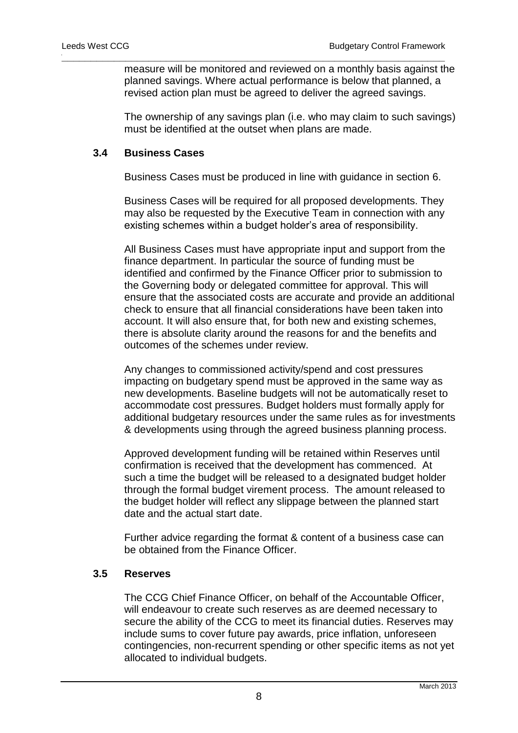measure will be monitored and reviewed on a monthly basis against the planned savings. Where actual performance is below that planned, a revised action plan must be agreed to deliver the agreed savings.

The ownership of any savings plan (i.e. who may claim to such savings) must be identified at the outset when plans are made.

### 3.4 Business Cases

Business Cases must be produced in line with guidance in section 6.

Business Cases will be required for all proposed developments. They may also be requested by the Executive Team in connection with any existing schemes within a budget holder's area of responsibility.

All Business Cases must have appropriate input and support from the finance department. In particular the source of funding must be identified and confirmed by the Finance Officer prior to submission to the Governing body or delegated committee for approval. This will ensure that the associated costs are accurate and provide an additional check to ensure that all financial considerations have been taken into account. It will also ensure that, for both new and existing schemes, there is absolute clarity around the reasons for and the benefits and outcomes of the schemes under review.

Any changes to commissioned activity/spend and cost pressures impacting on budgetary spend must be approved in the same way as new developments. Baseline budgets will not be automatically reset to accommodate cost pressures. Budget holders must formally apply for additional budgetary resources under the same rules as for investments & developments using through the agreed business planning process.

Approved development funding will be retained within Reserves until confirmation is received that the development has commenced. At such a time the budget will be released to a designated budget holder through the formal budget virement process. The amount released to the budget holder will reflect any slippage between the planned start date and the actual start date.

Further advice regarding the format & content of a business case can be obtained from the Finance Officer.

### 3.5 Reserves

The CCG Chief Finance Officer, on behalf of the Accountable Officer, will endeavour to create such reserves as are deemed necessary to secure the ability of the CCG to meet its financial duties. Reserves may include sums to cover future pay awards, price inflation, unforeseen contingencies, non-recurrent spending or other specific items as not yet allocated to individual budgets.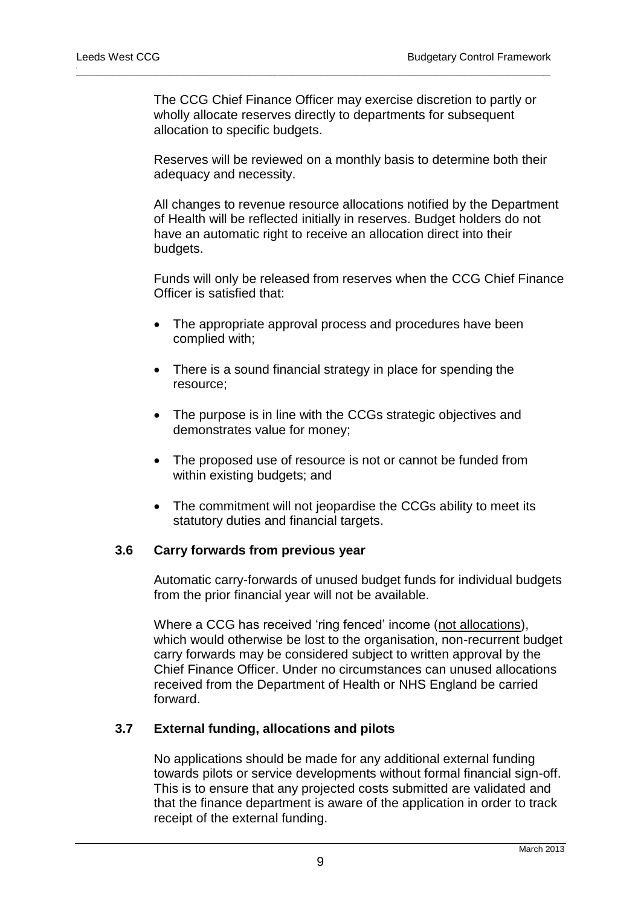The CCG Chief Finance Officer may exercise discretion to partly or wholly allocate reserves directly to departments for subsequent allocation to specific budgets.

Reserves will be reviewed on a monthly basis to determine both their adequacy and necessity.

All changes to revenue resource allocations notified by the Department of Health will be reflected initially in reserves. Budget holders do not have an automatic right to receive an allocation direct into their budgets.

Funds will only be released from reserves when the CCG Chief Finance Officer is satisfied that:

- The appropriate approval process and procedures have been complied with;
- There is a sound financial strategy in place for spending the resource;
- The purpose is in line with the CCGs strategic objectives and demonstrates value for money;
- The proposed use of resource is not or cannot be funded from within existing budgets; and
- The commitment will not jeopardise the CCGs ability to meet its statutory duties and financial targets.

### 3.6 Carry forwards from previous year

Automatic carry-forwards of unused budget funds for individual budgets from the prior financial year will not be available.

Where a CCG has received 'ring fenced' income (<u>not allocations</u>), which would otherwise be lost to the organisation, non-recurrent budget carry forwards may be considered subject to written approval by the Chief Finance Officer. Under no circumstances can unused allocations received from the Department of Health or NHS England be carried forward.

### 3.7 External funding, allocations and pilots

No applications should be made for any additional external funding towards pilots or service developments without formal financial sign-off. This is to ensure that any projected costs submitted are validated and that the finance department is aware of the application in order to track receipt of the external funding.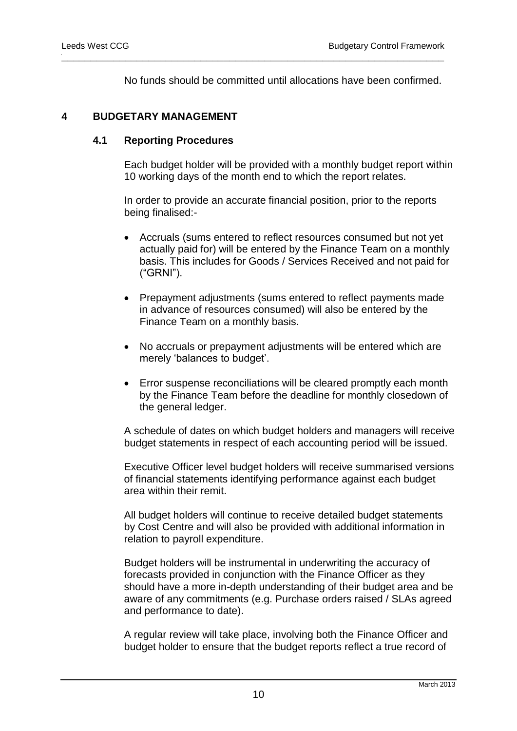No funds should be committed until allocations have been confirmed.

## 4 BUDGETARY MANAGEMENT

### 4.1 Reporting Procedures

Each budget holder will be provided with a monthly budget report within 10 working days of the month end to which the report relates.

In order to provide an accurate financial position, prior to the reports being finalised:-

- Accruals (sums entered to reflect resources consumed but not yet actually paid for) will be entered by the Finance Team on a monthly basis. This includes for Goods / Services Received and not paid for ("GRNI").
- Prepayment adjustments (sums entered to reflect payments made in advance of resources consumed) will also be entered by the Finance Team on a monthly basis.
- No accruals or prepayment adjustments will be entered which are merely 'balances to budget'.
- Error suspense reconciliations will be cleared promptly each month by the Finance Team before the deadline for monthly closedown of the general ledger.

A schedule of dates on which budget holders and managers will receive budget statements in respect of each accounting period will be issued.

Executive Officer level budget holders will receive summarised versions of financial statements identifying performance against each budget area within their remit.

All budget holders will continue to receive detailed budget statements by Cost Centre and will also be provided with additional information in relation to payroll expenditure.

Budget holders will be instrumental in underwriting the accuracy of forecasts provided in conjunction with the Finance Officer as they should have a more in-depth understanding of their budget area and be aware of any commitments (e.g. Purchase orders raised / SLAs agreed and performance to date).

A regular review will take place, involving both the Finance Officer and budget holder to ensure that the budget reports reflect a true record of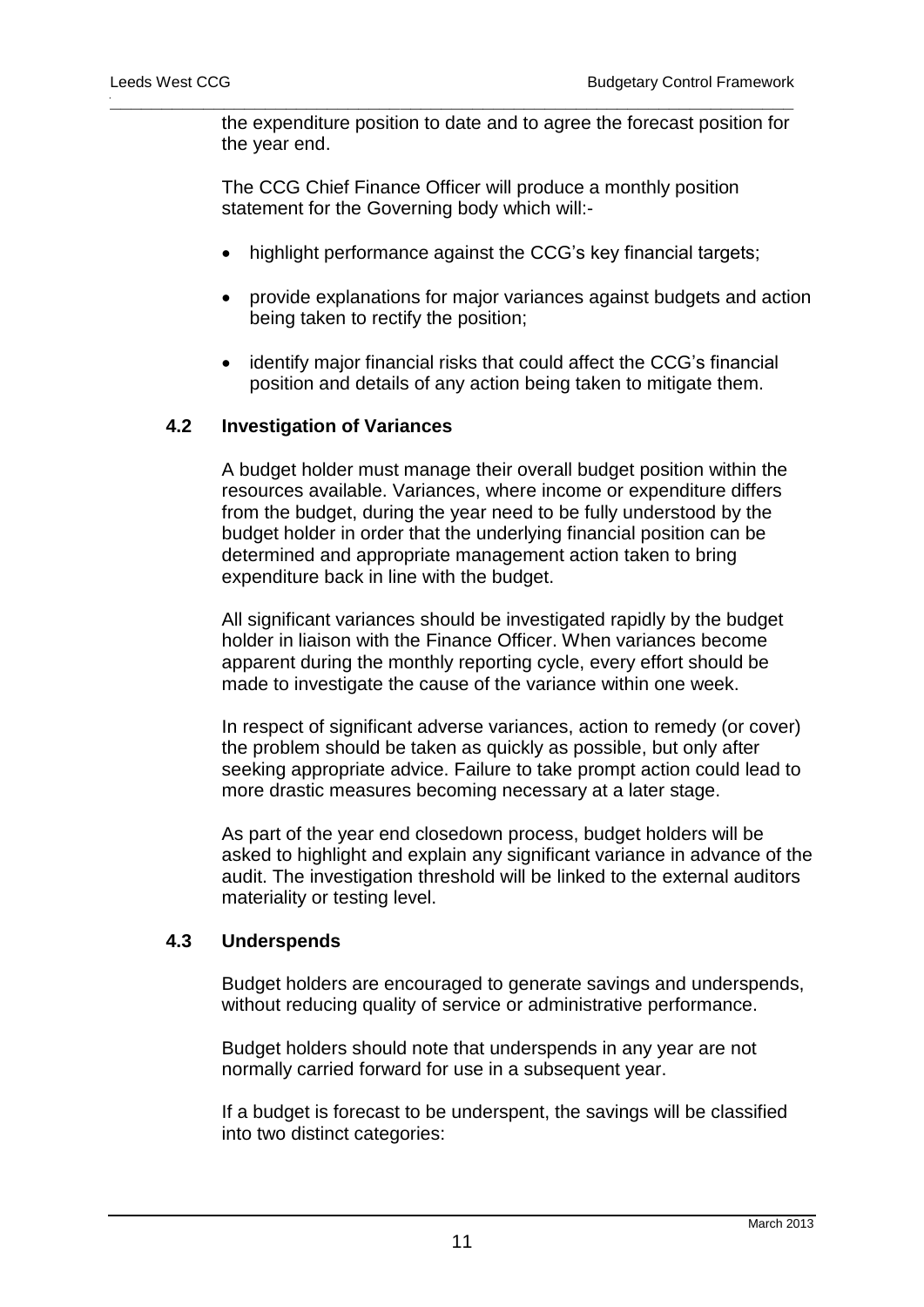the expenditure position to date and to agree the forecast position for the year end.

The CCG Chief Finance Officer will produce a monthly position statement for the Governing body which will:-

- highlight performance against the CCG's key financial targets;
- provide explanations for major variances against budgets and action being taken to rectify the position;
- identify major financial risks that could affect the CCG's financial position and details of any action being taken to mitigate them.

### 4.2 Investigation of Variances

A budget holder must manage their overall budget position within the resources available. Variances, where income or expenditure differs from the budget, during the year need to be fully understood by the budget holder in order that the underlying financial position can be determined and appropriate management action taken to bring expenditure back in line with the budget.

All significant variances should be investigated rapidly by the budget holder in liaison with the Finance Officer. When variances become apparent during the monthly reporting cycle, every effort should be made to investigate the cause of the variance within one week.

In respect of significant adverse variances, action to remedy (or cover) the problem should be taken as quickly as possible, but only after seeking appropriate advice. Failure to take prompt action could lead to more drastic measures becoming necessary at a later stage.

As part of the year end closedown process, budget holders will be asked to highlight and explain any significant variance in advance of the audit. The investigation threshold will be linked to the external auditors materiality or testing level.

### 4.3 Underspends

Budget holders are encouraged to generate savings and underspends, without reducing quality of service or administrative performance.

Budget holders should note that underspends in any year are not normally carried forward for use in a subsequent year.

If a budget is forecast to be underspent, the savings will be classified into two distinct categories: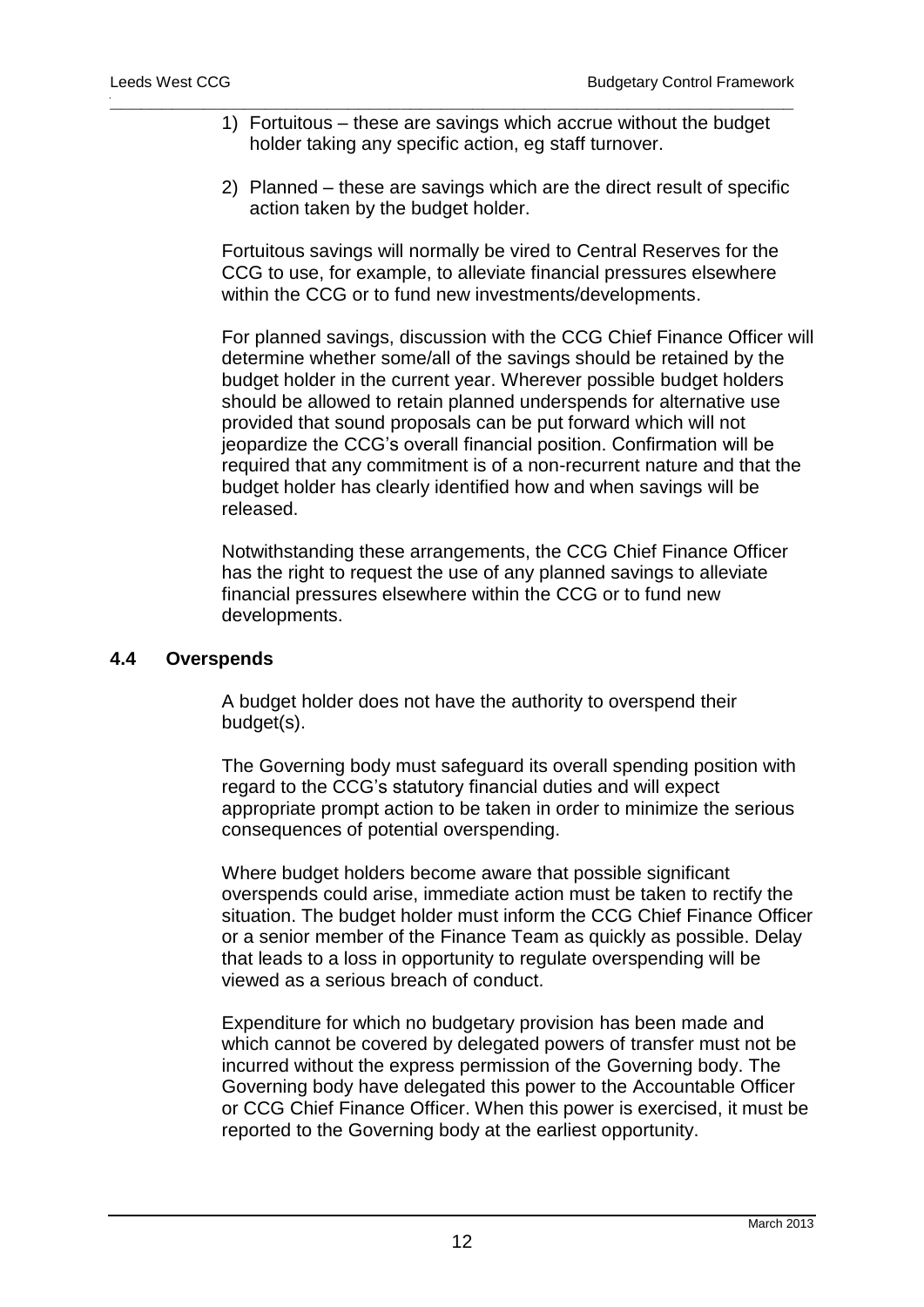1) Fortuitous – these are savings which accrue without the budget holder taking any specific action, eg staff turnover.

2) Planned – these are savings which are the direct result of specific action taken by the budget holder.

Fortuitous savings will normally be vired to Central Reserves for the CCG to use, for example, to alleviate financial pressures elsewhere within the CCG or to fund new investments/developments.

For planned savings, discussion with the CCG Chief Finance Officer will determine whether some/all of the savings should be retained by the budget holder in the current year. Wherever possible budget holders should be allowed to retain planned underspends for alternative use provided that sound proposals can be put forward which will not jeopardize the CCG's overall financial position. Confirmation will be required that any commitment is of a non-recurrent nature and that the budget holder has clearly identified how and when savings will be released.

Notwithstanding these arrangements, the CCG Chief Finance Officer has the right to request the use of any planned savings to alleviate financial pressures elsewhere within the CCG or to fund new developments.

### 4.4 Overspends

A budget holder does not have the authority to overspend their budget(s).

The Governing body must safeguard its overall spending position with regard to the CCG's statutory financial duties and will expect appropriate prompt action to be taken in order to minimize the serious consequences of potential overspending.

Where budget holders become aware that possible significant overspends could arise, immediate action must be taken to rectify the situation. The budget holder must inform the CCG Chief Finance Officer or a senior member of the Finance Team as quickly as possible. Delay that leads to a loss in opportunity to regulate overspending will be viewed as a serious breach of conduct.

Expenditure for which no budgetary provision has been made and which cannot be covered by delegated powers of transfer must not be incurred without the express permission of the Governing body. The Governing body have delegated this power to the Accountable Officer or CCG Chief Finance Officer. When this power is exercised, it must be reported to the Governing body at the earliest opportunity.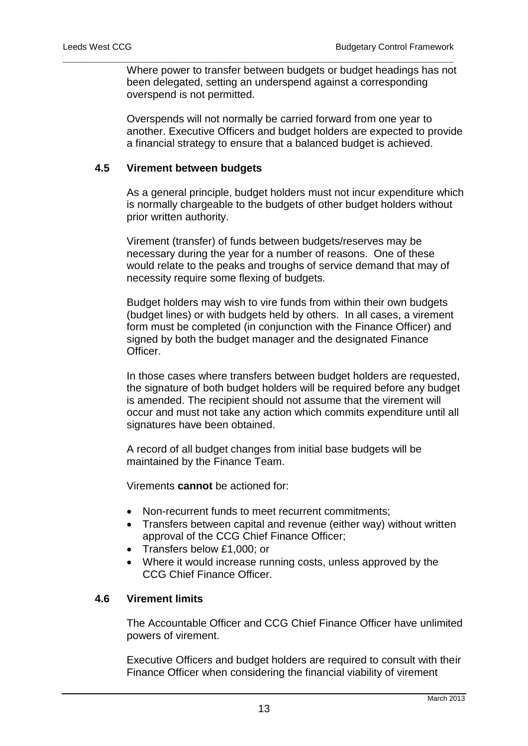Where power to transfer between budgets or budget headings has not been delegated, setting an underspend against a corresponding overspend is not permitted.

Overspends will not normally be carried forward from one year to another. Executive Officers and budget holders are expected to provide a financial strategy to ensure that a balanced budget is achieved.

### 4.5 Virement between budgets

As a general principle, budget holders must not incur expenditure which is normally chargeable to the budgets of other budget holders without prior written authority.

Virement (transfer) of funds between budgets/reserves may be necessary during the year for a number of reasons. One of these would relate to the peaks and troughs of service demand that may of necessity require some flexing of budgets.

Budget holders may wish to vire funds from within their own budgets (budget lines) or with budgets held by others. In all cases, a virement form must be completed (in conjunction with the Finance Officer) and signed by both the budget manager and the designated Finance Officer.

In those cases where transfers between budget holders are requested, the signature of both budget holders will be required before any budget is amended. The recipient should not assume that the virement will occur and must not take any action which commits expenditure until all signatures have been obtained.

A record of all budget changes from initial base budgets will be maintained by the Finance Team.

Virements **cannot** be actioned for:

- Non-recurrent funds to meet recurrent commitments;
- Transfers between capital and revenue (either way) without written approval of the CCG Chief Finance Officer;
- Transfers below £1,000; or
- Where it would increase running costs, unless approved by the CCG Chief Finance Officer.

### 4.6 Virement limits

The Accountable Officer and CCG Chief Finance Officer have unlimited powers of virement.

Executive Officers and budget holders are required to consult with their Finance Officer when considering the financial viability of virement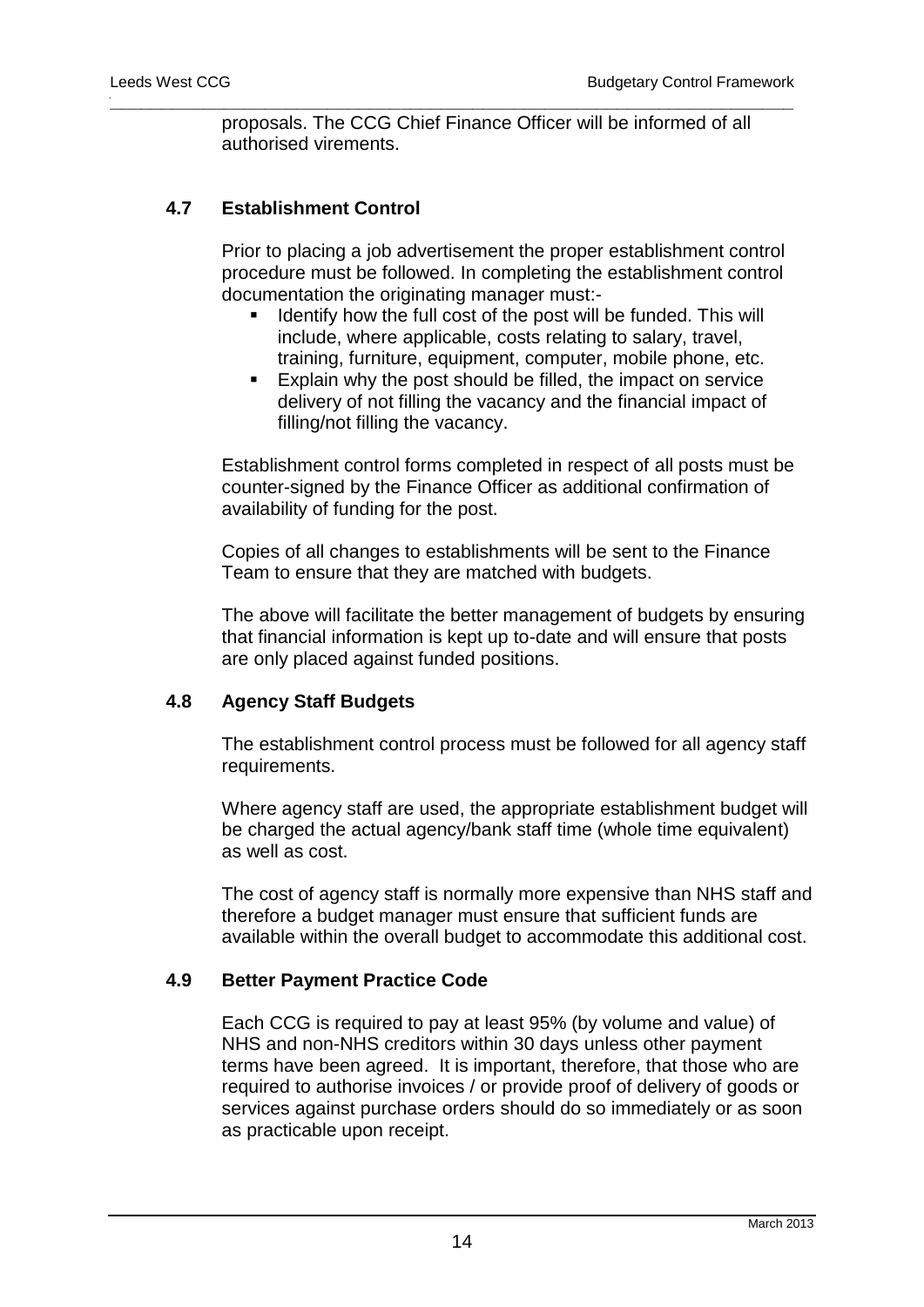proposals. The CCG Chief Finance Officer will be informed of all authorised virements.

### 4.7 Establishment Control

Prior to placing a job advertisement the proper establishment control procedure must be followed. In completing the establishment control documentation the originating manager must:-

- Identify how the full cost of the post will be funded. This will include, where applicable, costs relating to salary, travel, training, furniture, equipment, computer, mobile phone, etc.
- Explain why the post should be filled, the impact on service delivery of not filling the vacancy and the financial impact of filling/not filling the vacancy.

Establishment control forms completed in respect of all posts must be counter-signed by the Finance Officer as additional confirmation of availability of funding for the post.

Copies of all changes to establishments will be sent to the Finance Team to ensure that they are matched with budgets.

The above will facilitate the better management of budgets by ensuring that financial information is kept up to-date and will ensure that posts are only placed against funded positions.

### 4.8 Agency Staff Budgets

The establishment control process must be followed for all agency staff requirements.

Where agency staff are used, the appropriate establishment budget will be charged the actual agency/bank staff time (whole time equivalent) as well as cost.

The cost of agency staff is normally more expensive than NHS staff and therefore a budget manager must ensure that sufficient funds are available within the overall budget to accommodate this additional cost.

### 4.9 Better Payment Practice Code

Each CCG is required to pay at least 95% (by volume and value) of NHS and non-NHS creditors within 30 days unless other payment terms have been agreed. It is important, therefore, that those who are required to authorise invoices / or provide proof of delivery of goods or services against purchase orders should do so immediately or as soon as practicable upon receipt.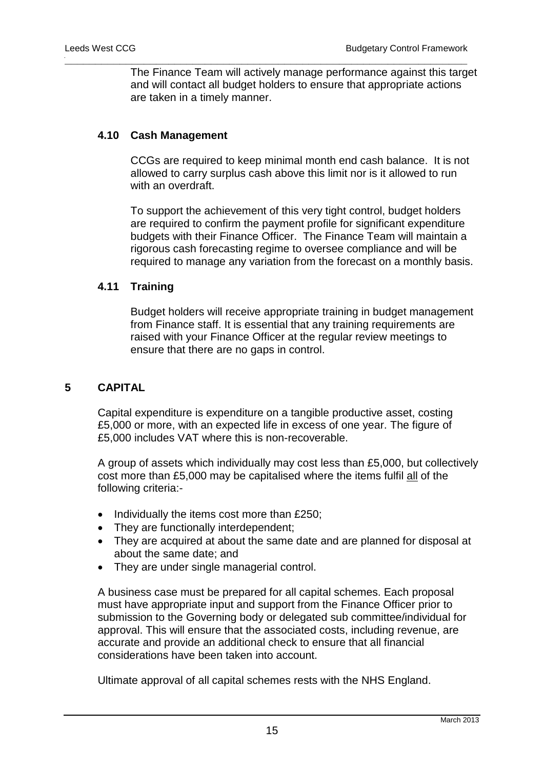The Finance Team will actively manage performance against this target and will contact all budget holders to ensure that appropriate actions are taken in a timely manner.

### 4.10 Cash Management

CCGs are required to keep minimal month end cash balance. It is not allowed to carry surplus cash above this limit nor is it allowed to run with an overdraft.

To support the achievement of this very tight control, budget holders are required to confirm the payment profile for significant expenditure budgets with their Finance Officer. The Finance Team will maintain a rigorous cash forecasting regime to oversee compliance and will be required to manage any variation from the forecast on a monthly basis.

### 4.11 Training

Budget holders will receive appropriate training in budget management from Finance staff. It is essential that any training requirements are raised with your Finance Officer at the regular review meetings to ensure that there are no gaps in control.

## 5 CAPITAL

Capital expenditure is expenditure on a tangible productive asset, costing £5,000 or more, with an expected life in excess of one year. The figure of £5,000 includes VAT where this is non-recoverable.

A group of assets which individually may cost less than £5,000, but collectively cost more than £5,000 may be capitalised where the items fulfil all of the following criteria:-

- Individually the items cost more than £250;
- They are functionally interdependent;
- They are acquired at about the same date and are planned for disposal at about the same date; and
- They are under single managerial control.

A business case must be prepared for all capital schemes. Each proposal must have appropriate input and support from the Finance Officer prior to submission to the Governing body or delegated sub committee/individual for approval. This will ensure that the associated costs, including revenue, are accurate and provide an additional check to ensure that all financial considerations have been taken into account.

Ultimate approval of all capital schemes rests with the NHS England.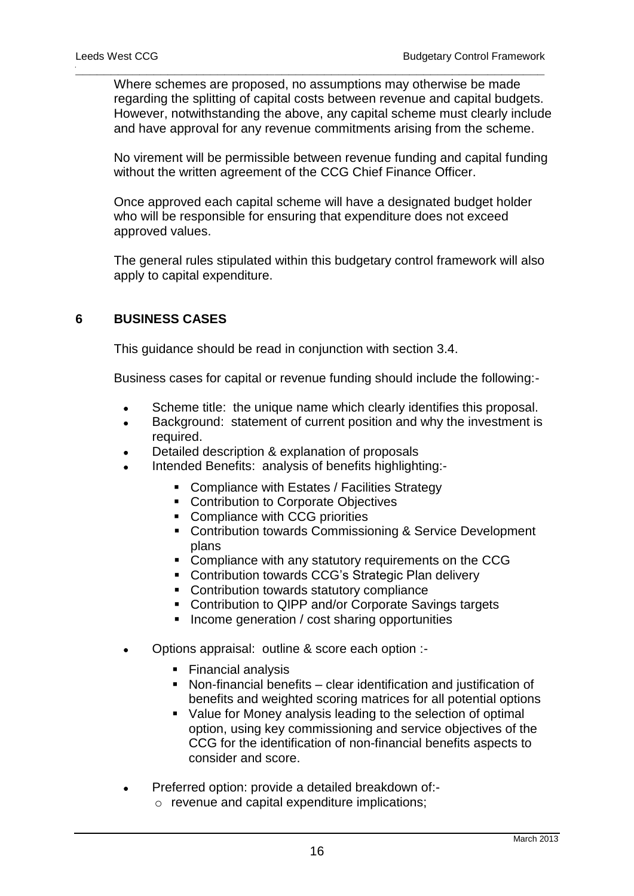Where schemes are proposed, no assumptions may otherwise be made regarding the splitting of capital costs between revenue and capital budgets. However, notwithstanding the above, any capital scheme must clearly include and have approval for any revenue commitments arising from the scheme.

No virement will be permissible between revenue funding and capital funding without the written agreement of the CCG Chief Finance Officer.

Once approved each capital scheme will have a designated budget holder who will be responsible for ensuring that expenditure does not exceed approved values.

The general rules stipulated within this budgetary control framework will also apply to capital expenditure.

## 6 BUSINESS CASES

This guidance should be read in conjunction with section 3.4.

Business cases for capital or revenue funding should include the following:-

- Scheme title: the unique name which clearly identifies this proposal.
- Background: statement of current position and why the investment is required.
- Detailed description & explanation of proposals
- Intended Benefits: analysis of benefits highlighting:-
    - Compliance with Estates / Facilities Strategy
    - Contribution to Corporate Objectives
    - Compliance with CCG priorities
    - Contribution towards Commissioning & Service Development plans
    - Compliance with any statutory requirements on the CCG
    - Contribution towards CCG's Strategic Plan delivery
    - Contribution towards statutory compliance
    - Contribution to QIPP and/or Corporate Savings targets
    - Income generation / cost sharing opportunities
- Options appraisal: outline & score each option :-
    - Financial analysis
    - Non-financial benefits – clear identification and justification of benefits and weighted scoring matrices for all potential options
    - Value for Money analysis leading to the selection of optimal option, using key commissioning and service objectives of the CCG for the identification of non-financial benefits aspects to consider and score.
- Preferred option: provide a detailed breakdown of:-
    - revenue and capital expenditure implications;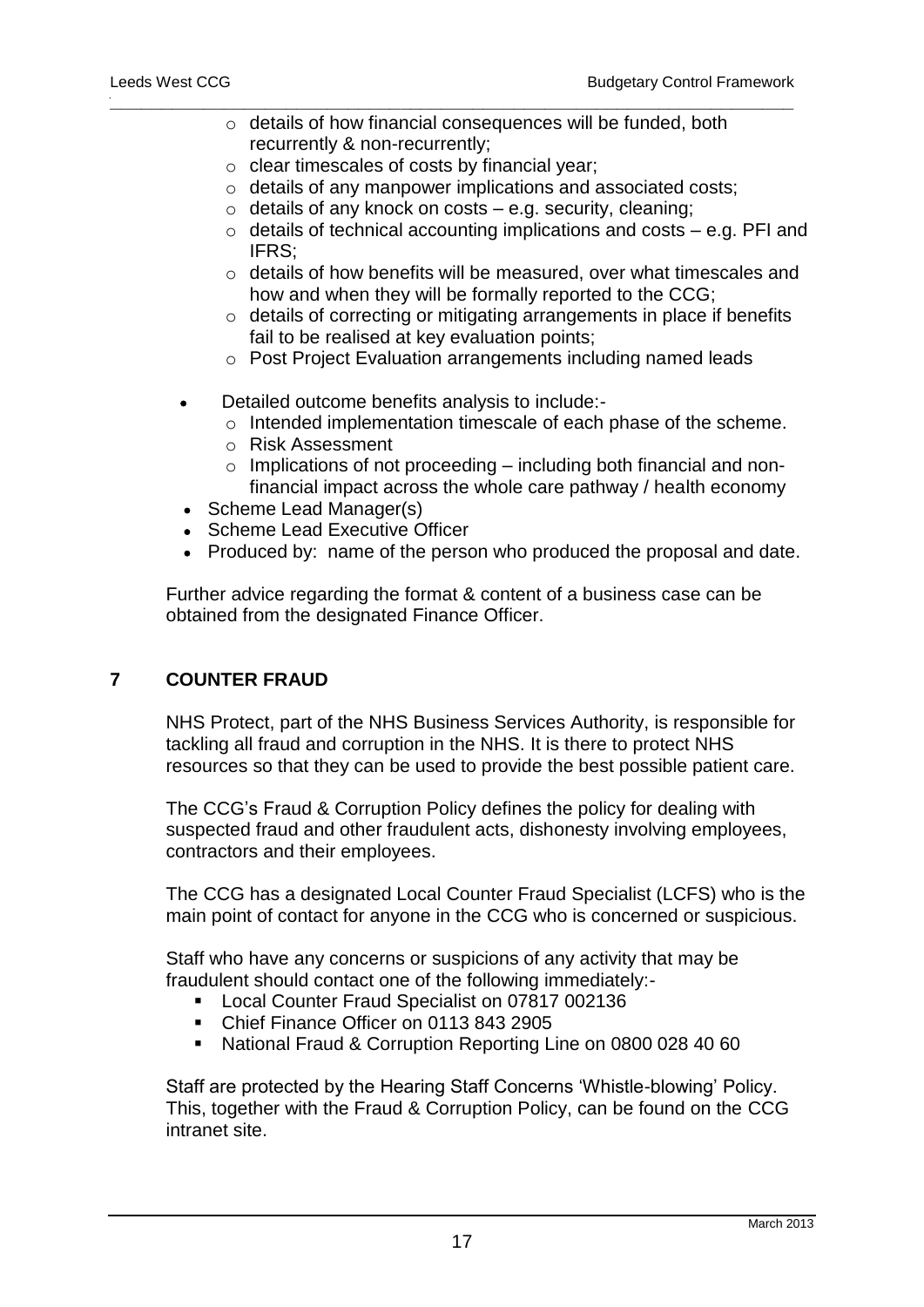- details of how financial consequences will be funded, both recurrently & non-recurrently;
  - clear timescales of costs by financial year;
  - details of any manpower implications and associated costs;
  - details of any knock on costs – e.g. security, cleaning;
  - details of technical accounting implications and costs – e.g. PFI and IFRS;
  - details of how benefits will be measured, over what timescales and how and when they will be formally reported to the CCG;
  - details of correcting or mitigating arrangements in place if benefits fail to be realised at key evaluation points;
  - Post Project Evaluation arrangements including named leads

- Detailed outcome benefits analysis to include:-
  - Intended implementation timescale of each phase of the scheme.
  - Risk Assessment
  - Implications of not proceeding – including both financial and non-financial impact across the whole care pathway / health economy
- Scheme Lead Manager(s)
- Scheme Lead Executive Officer
- Produced by: name of the person who produced the proposal and date.

Further advice regarding the format & content of a business case can be obtained from the designated Finance Officer.

## 7 COUNTER FRAUD

NHS Protect, part of the NHS Business Services Authority, is responsible for tackling all fraud and corruption in the NHS. It is there to protect NHS resources so that they can be used to provide the best possible patient care.

The CCG's Fraud & Corruption Policy defines the policy for dealing with suspected fraud and other fraudulent acts, dishonesty involving employees, contractors and their employees.

The CCG has a designated Local Counter Fraud Specialist (LCFS) who is the main point of contact for anyone in the CCG who is concerned or suspicious.

Staff who have any concerns or suspicions of any activity that may be fraudulent should contact one of the following immediately:-

- Local Counter Fraud Specialist on 07817 002136
- Chief Finance Officer on 0113 843 2905
- National Fraud & Corruption Reporting Line on 0800 028 40 60

Staff are protected by the Hearing Staff Concerns 'Whistle-blowing' Policy. This, together with the Fraud & Corruption Policy, can be found on the CCG intranet site.